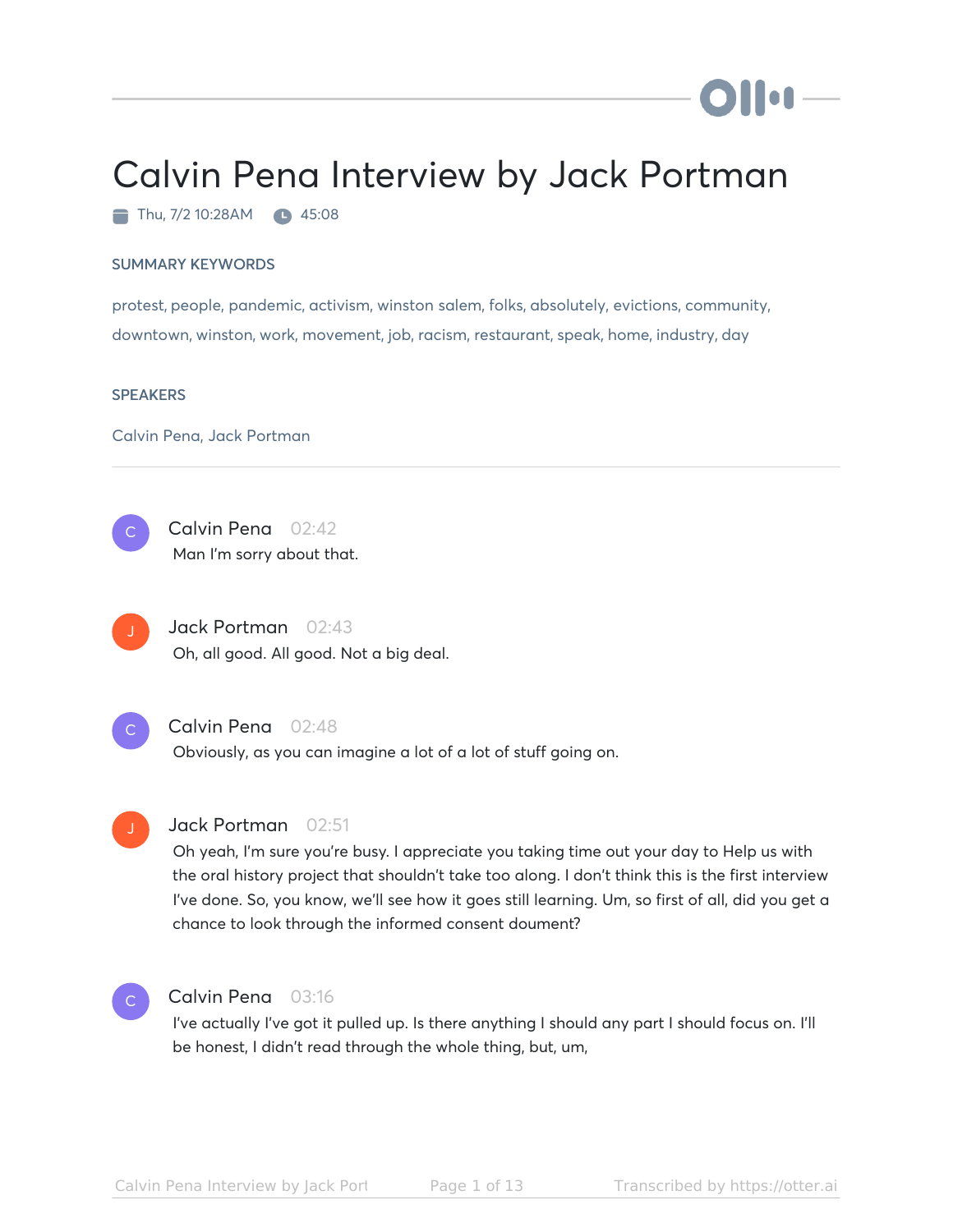# Calvin Pena Interview by Jack Portman

Thu, 7/2 10:28AM  45:08

## SUMMARY KEYWORDS

protest, people, pandemic, activism, winston salem, folks, absolutely, evictions, community, downtown, winston, work, movement, job, racism, restaurant, speak, home, industry, day

## SPEAKERS

Calvin Pena, Jack Portman

**Calvin Pena** 02:42
Man I'm sorry about that.

**Jack Portman** 02:43
Oh, all good. All good. Not a big deal.

**Calvin Pena** 02:48
Obviously, as you can imagine a lot of a lot of stuff going on.

**Jack Portman** 02:51
Oh yeah, I'm sure you're busy. I appreciate you taking time out your day to Help us with the oral history project that shouldn't take too along. I don't think this is the first interview I've done. So, you know, we'll see how it goes still learning. Um, so first of all, did you get a chance to look through the informed consent doument?

**Calvin Pena** 03:16
I've actually I've got it pulled up. Is there anything I should any part I should focus on. I'll be honest, I didn't read through the whole thing, but, um,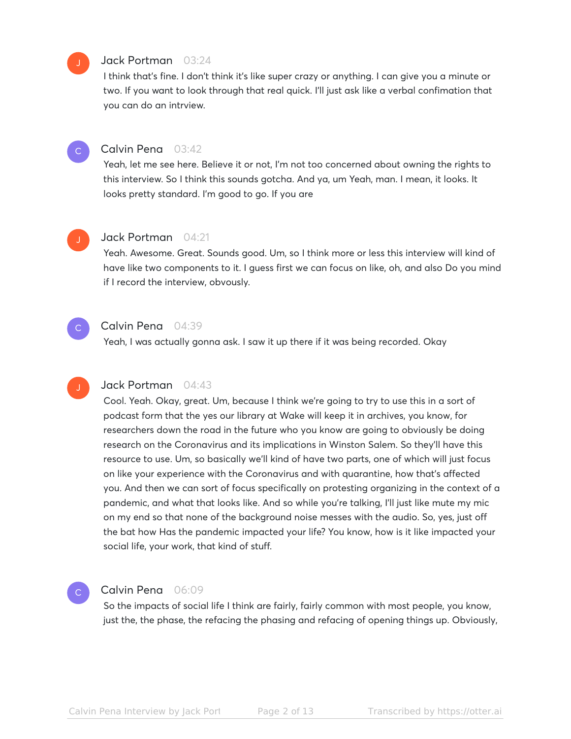**Jack Portman** 03:24

I think that's fine. I don't think it's like super crazy or anything. I can give you a minute or two. If you want to look through that real quick. I'll just ask like a verbal confimation that you can do an intrview.

**Calvin Pena** 03:42

Yeah, let me see here. Believe it or not, I'm not too concerned about owning the rights to this interview. So I think this sounds gotcha. And ya, um Yeah, man. I mean, it looks. It looks pretty standard. I'm good to go. If you are

**Jack Portman** 04:21

Yeah. Awesome. Great. Sounds good. Um, so I think more or less this interview will kind of have like two components to it. I guess first we can focus on like, oh, and also Do you mind if I record the interview, obvously.

**Calvin Pena** 04:39

Yeah, I was actually gonna ask. I saw it up there if it was being recorded. Okay

**Jack Portman** 04:43

Cool. Yeah. Okay, great. Um, because I think we're going to try to use this in a sort of podcast form that the yes our library at Wake will keep it in archives, you know, for researchers down the road in the future who you know are going to obviously be doing research on the Coronavirus and its implications in Winston Salem. So they'll have this resource to use. Um, so basically we'll kind of have two parts, one of which will just focus on like your experience with the Coronavirus and with quarantine, how that's affected you. And then we can sort of focus specifically on protesting organizing in the context of a pandemic, and what that looks like. And so while you're talking, I'll just like mute my mic on my end so that none of the background noise messes with the audio. So, yes, just off the bat how Has the pandemic impacted your life? You know, how is it like impacted your social life, your work, that kind of stuff.

**Calvin Pena** 06:09

So the impacts of social life I think are fairly, fairly common with most people, you know, just the, the phase, the refacing the phasing and refacing of opening things up. Obviously,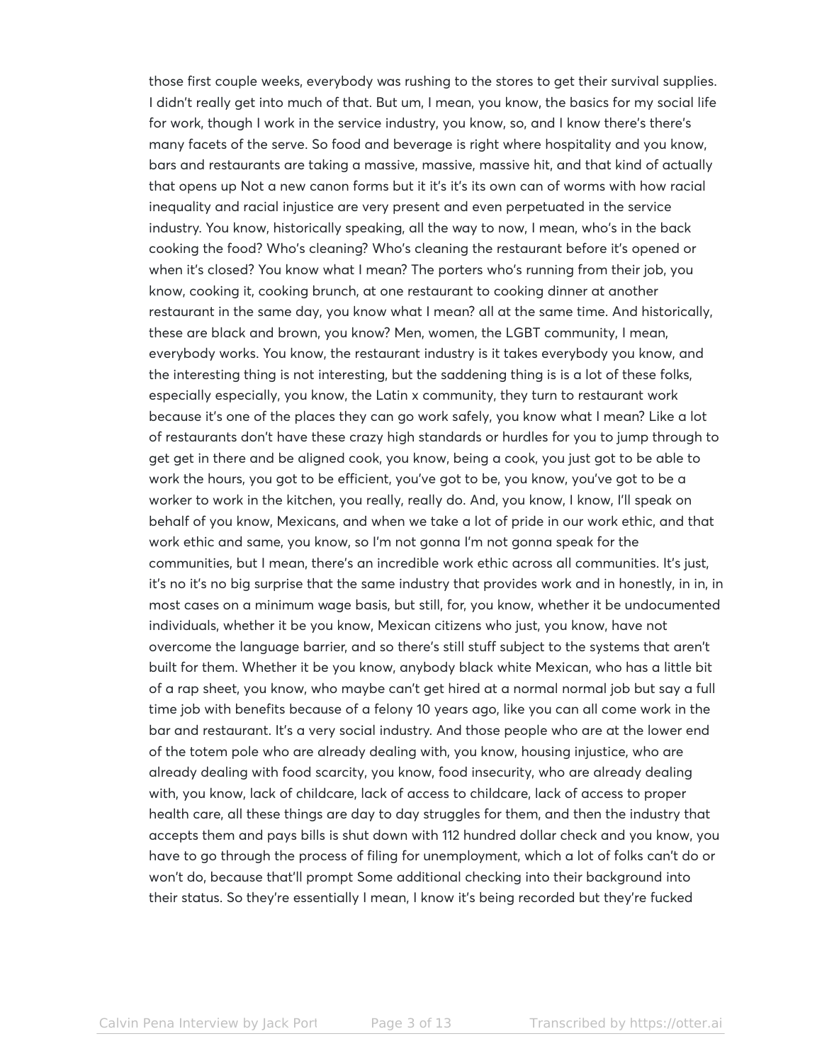those first couple weeks, everybody was rushing to the stores to get their survival supplies. I didn't really get into much of that. But um, I mean, you know, the basics for my social life for work, though I work in the service industry, you know, so, and I know there's there's many facets of the serve. So food and beverage is right where hospitality and you know, bars and restaurants are taking a massive, massive, massive hit, and that kind of actually that opens up Not a new canon forms but it it's it's its own can of worms with how racial inequality and racial injustice are very present and even perpetuated in the service industry. You know, historically speaking, all the way to now, I mean, who's in the back cooking the food? Who's cleaning? Who's cleaning the restaurant before it's opened or when it's closed? You know what I mean? The porters who's running from their job, you know, cooking it, cooking brunch, at one restaurant to cooking dinner at another restaurant in the same day, you know what I mean? all at the same time. And historically, these are black and brown, you know? Men, women, the LGBT community, I mean, everybody works. You know, the restaurant industry is it takes everybody you know, and the interesting thing is not interesting, but the saddening thing is is a lot of these folks, especially especially, you know, the Latin x community, they turn to restaurant work because it's one of the places they can go work safely, you know what I mean? Like a lot of restaurants don't have these crazy high standards or hurdles for you to jump through to get get in there and be aligned cook, you know, being a cook, you just got to be able to work the hours, you got to be efficient, you've got to be, you know, you've got to be a worker to work in the kitchen, you really, really do. And, you know, I know, I'll speak on behalf of you know, Mexicans, and when we take a lot of pride in our work ethic, and that work ethic and same, you know, so I'm not gonna I'm not gonna speak for the communities, but I mean, there's an incredible work ethic across all communities. It's just, it's no it's no big surprise that the same industry that provides work and in honestly, in in, in most cases on a minimum wage basis, but still, for, you know, whether it be undocumented individuals, whether it be you know, Mexican citizens who just, you know, have not overcome the language barrier, and so there's still stuff subject to the systems that aren't built for them. Whether it be you know, anybody black white Mexican, who has a little bit of a rap sheet, you know, who maybe can't get hired at a normal normal job but say a full time job with benefits because of a felony 10 years ago, like you can all come work in the bar and restaurant. It's a very social industry. And those people who are at the lower end of the totem pole who are already dealing with, you know, housing injustice, who are already dealing with food scarcity, you know, food insecurity, who are already dealing with, you know, lack of childcare, lack of access to childcare, lack of access to proper health care, all these things are day to day struggles for them, and then the industry that accepts them and pays bills is shut down with 112 hundred dollar check and you know, you have to go through the process of filing for unemployment, which a lot of folks can't do or won't do, because that'll prompt Some additional checking into their background into their status. So they're essentially I mean, I know it's being recorded but they're fucked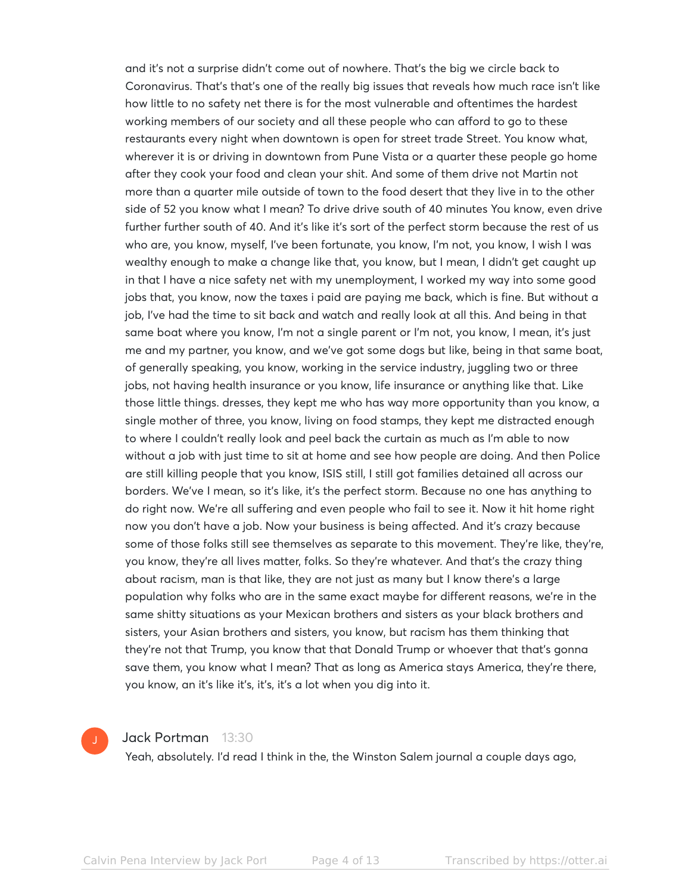and it's not a surprise didn't come out of nowhere. That's the big we circle back to Coronavirus. That's that's one of the really big issues that reveals how much race isn't like how little to no safety net there is for the most vulnerable and oftentimes the hardest working members of our society and all these people who can afford to go to these restaurants every night when downtown is open for street trade Street. You know what, wherever it is or driving in downtown from Pune Vista or a quarter these people go home after they cook your food and clean your shit. And some of them drive not Martin not more than a quarter mile outside of town to the food desert that they live in to the other side of 52 you know what I mean? To drive drive south of 40 minutes You know, even drive further further south of 40. And it's like it's sort of the perfect storm because the rest of us who are, you know, myself, I've been fortunate, you know, I'm not, you know, I wish I was wealthy enough to make a change like that, you know, but I mean, I didn't get caught up in that I have a nice safety net with my unemployment, I worked my way into some good jobs that, you know, now the taxes i paid are paying me back, which is fine. But without a job, I've had the time to sit back and watch and really look at all this. And being in that same boat where you know, I'm not a single parent or I'm not, you know, I mean, it's just me and my partner, you know, and we've got some dogs but like, being in that same boat, of generally speaking, you know, working in the service industry, juggling two or three jobs, not having health insurance or you know, life insurance or anything like that. Like those little things. dresses, they kept me who has way more opportunity than you know, a single mother of three, you know, living on food stamps, they kept me distracted enough to where I couldn't really look and peel back the curtain as much as I'm able to now without a job with just time to sit at home and see how people are doing. And then Police are still killing people that you know, ISIS still, I still got families detained all across our borders. We've I mean, so it's like, it's the perfect storm. Because no one has anything to do right now. We're all suffering and even people who fail to see it. Now it hit home right now you don't have a job. Now your business is being affected. And it's crazy because some of those folks still see themselves as separate to this movement. They're like, they're, you know, they're all lives matter, folks. So they're whatever. And that's the crazy thing about racism, man is that like, they are not just as many but I know there's a large population why folks who are in the same exact maybe for different reasons, we're in the same shitty situations as your Mexican brothers and sisters as your black brothers and sisters, your Asian brothers and sisters, you know, but racism has them thinking that they're not that Trump, you know that that Donald Trump or whoever that that's gonna save them, you know what I mean? That as long as America stays America, they're there, you know, an it's like it's, it's, it's a lot when you dig into it.

**Jack Portman** 13:30

Yeah, absolutely. I'd read I think in the, the Winston Salem journal a couple days ago,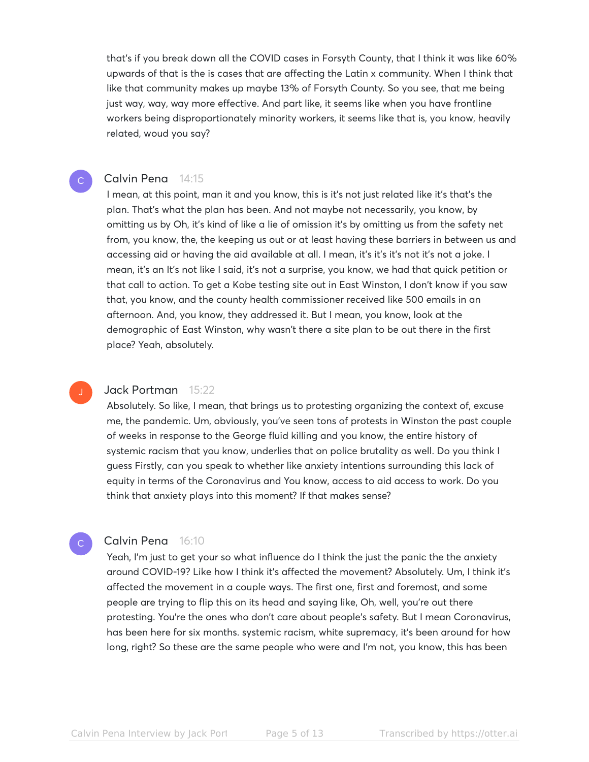that's if you break down all the COVID cases in Forsyth County, that I think it was like 60% upwards of that is the is cases that are affecting the Latin x community. When I think that like that community makes up maybe 13% of Forsyth County. So you see, that me being just way, way, way more effective. And part like, it seems like when you have frontline workers being disproportionately minority workers, it seems like that is, you know, heavily related, woud you say?

**Calvin Pena** 14:15

I mean, at this point, man it and you know, this is it's not just related like it's that's the plan. That's what the plan has been. And not maybe not necessarily, you know, by omitting us by Oh, it's kind of like a lie of omission it's by omitting us from the safety net from, you know, the, the keeping us out or at least having these barriers in between us and accessing aid or having the aid available at all. I mean, it's it's it's not it's not a joke. I mean, it's an It's not like I said, it's not a surprise, you know, we had that quick petition or that call to action. To get a Kobe testing site out in East Winston, I don't know if you saw that, you know, and the county health commissioner received like 500 emails in an afternoon. And, you know, they addressed it. But I mean, you know, look at the demographic of East Winston, why wasn't there a site plan to be out there in the first place? Yeah, absolutely.

**Jack Portman** 15:22

Absolutely. So like, I mean, that brings us to protesting organizing the context of, excuse me, the pandemic. Um, obviously, you've seen tons of protests in Winston the past couple of weeks in response to the George fluid killing and you know, the entire history of systemic racism that you know, underlies that on police brutality as well. Do you think I guess Firstly, can you speak to whether like anxiety intentions surrounding this lack of equity in terms of the Coronavirus and You know, access to aid access to work. Do you think that anxiety plays into this moment? If that makes sense?

**Calvin Pena** 16:10

Yeah, I'm just to get your so what influence do I think the just the panic the the anxiety around COVID-19? Like how I think it's affected the movement? Absolutely. Um, I think it's affected the movement in a couple ways. The first one, first and foremost, and some people are trying to flip this on its head and saying like, Oh, well, you're out there protesting. You're the ones who don't care about people's safety. But I mean Coronavirus, has been here for six months. systemic racism, white supremacy, it's been around for how long, right? So these are the same people who were and I'm not, you know, this has been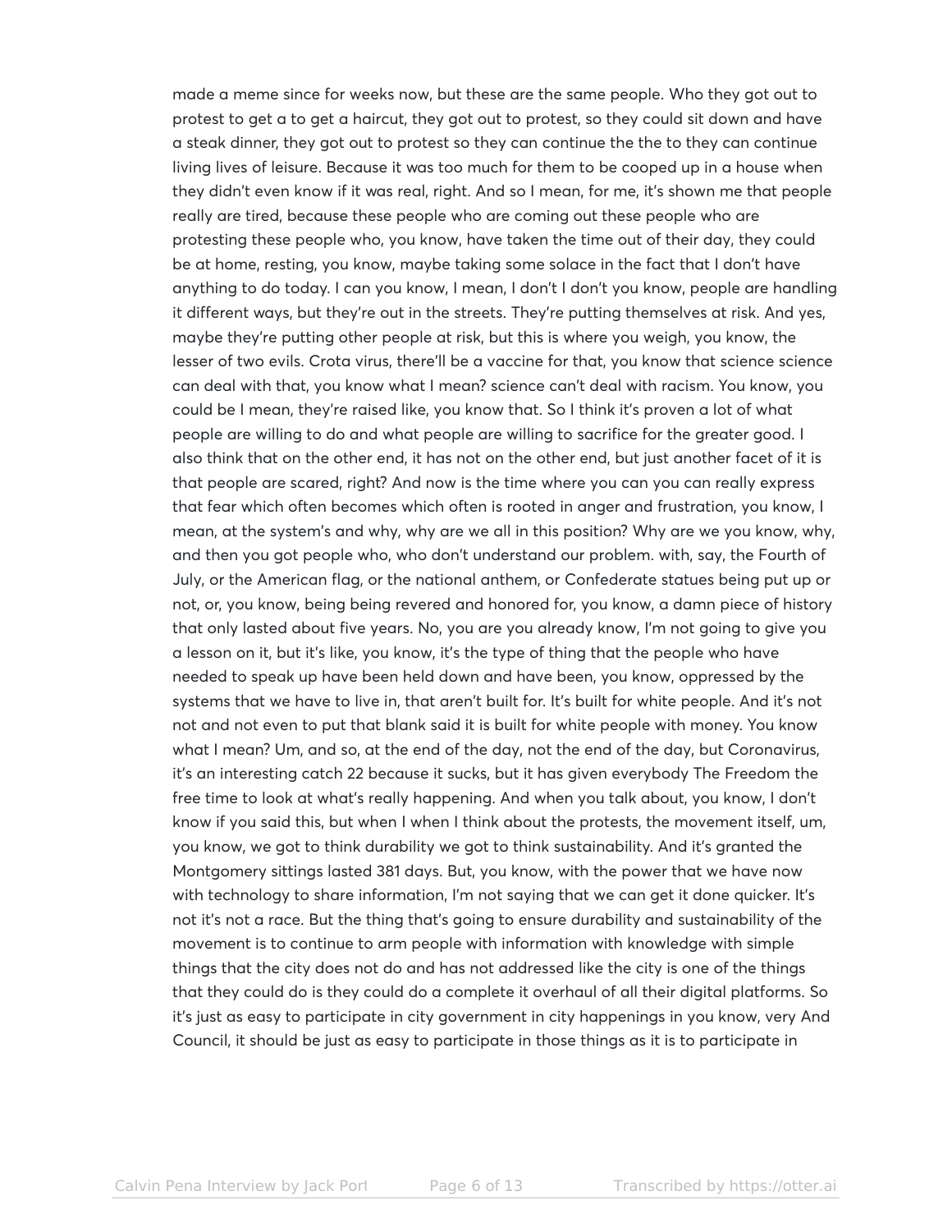made a meme since for weeks now, but these are the same people. Who they got out to protest to get a to get a haircut, they got out to protest, so they could sit down and have a steak dinner, they got out to protest so they can continue the the to they can continue living lives of leisure. Because it was too much for them to be cooped up in a house when they didn't even know if it was real, right. And so I mean, for me, it's shown me that people really are tired, because these people who are coming out these people who are protesting these people who, you know, have taken the time out of their day, they could be at home, resting, you know, maybe taking some solace in the fact that I don't have anything to do today. I can you know, I mean, I don't I don't you know, people are handling it different ways, but they're out in the streets. They're putting themselves at risk. And yes, maybe they're putting other people at risk, but this is where you weigh, you know, the lesser of two evils. Crota virus, there'll be a vaccine for that, you know that science science can deal with that, you know what I mean? science can't deal with racism. You know, you could be I mean, they're raised like, you know that. So I think it's proven a lot of what people are willing to do and what people are willing to sacrifice for the greater good. I also think that on the other end, it has not on the other end, but just another facet of it is that people are scared, right? And now is the time where you can you can really express that fear which often becomes which often is rooted in anger and frustration, you know, I mean, at the system's and why, why are we all in this position? Why are we you know, why, and then you got people who, who don't understand our problem. with, say, the Fourth of July, or the American flag, or the national anthem, or Confederate statues being put up or not, or, you know, being being revered and honored for, you know, a damn piece of history that only lasted about five years. No, you are you already know, I'm not going to give you a lesson on it, but it's like, you know, it's the type of thing that the people who have needed to speak up have been held down and have been, you know, oppressed by the systems that we have to live in, that aren't built for. It's built for white people. And it's not not and not even to put that blank said it is built for white people with money. You know what I mean? Um, and so, at the end of the day, not the end of the day, but Coronavirus, it's an interesting catch 22 because it sucks, but it has given everybody The Freedom the free time to look at what's really happening. And when you talk about, you know, I don't know if you said this, but when I when I think about the protests, the movement itself, um, you know, we got to think durability we got to think sustainability. And it's granted the Montgomery sittings lasted 381 days. But, you know, with the power that we have now with technology to share information, I'm not saying that we can get it done quicker. It's not it's not a race. But the thing that's going to ensure durability and sustainability of the movement is to continue to arm people with information with knowledge with simple things that the city does not do and has not addressed like the city is one of the things that they could do is they could do a complete it overhaul of all their digital platforms. So it's just as easy to participate in city government in city happenings in you know, very And Council, it should be just as easy to participate in those things as it is to participate in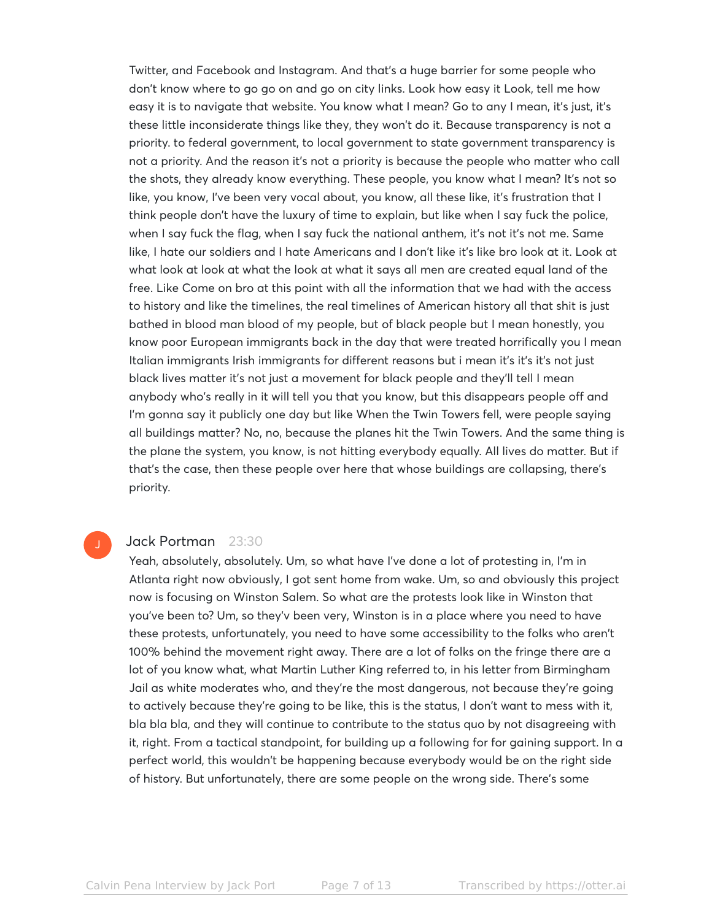Twitter, and Facebook and Instagram. And that's a huge barrier for some people who don't know where to go go on and go on city links. Look how easy it Look, tell me how easy it is to navigate that website. You know what I mean? Go to any I mean, it's just, it's these little inconsiderate things like they, they won't do it. Because transparency is not a priority. to federal government, to local government to state government transparency is not a priority. And the reason it's not a priority is because the people who matter who call the shots, they already know everything. These people, you know what I mean? It's not so like, you know, I've been very vocal about, you know, all these like, it's frustration that I think people don't have the luxury of time to explain, but like when I say fuck the police, when I say fuck the flag, when I say fuck the national anthem, it's not it's not me. Same like, I hate our soldiers and I hate Americans and I don't like it's like bro look at it. Look at what look at look at what the look at what it says all men are created equal land of the free. Like Come on bro at this point with all the information that we had with the access to history and like the timelines, the real timelines of American history all that shit is just bathed in blood man blood of my people, but of black people but I mean honestly, you know poor European immigrants back in the day that were treated horrifically you I mean Italian immigrants Irish immigrants for different reasons but i mean it's it's it's not just black lives matter it's not just a movement for black people and they'll tell I mean anybody who's really in it will tell you that you know, but this disappears people off and I'm gonna say it publicly one day but like When the Twin Towers fell, were people saying all buildings matter? No, no, because the planes hit the Twin Towers. And the same thing is the plane the system, you know, is not hitting everybody equally. All lives do matter. But if that's the case, then these people over here that whose buildings are collapsing, there's priority.

**Jack Portman** 23:30

Yeah, absolutely, absolutely. Um, so what have I've done a lot of protesting in, I'm in Atlanta right now obviously, I got sent home from wake. Um, so and obviously this project now is focusing on Winston Salem. So what are the protests look like in Winston that you've been to? Um, so they'v been very, Winston is in a place where you need to have these protests, unfortunately, you need to have some accessibility to the folks who aren't 100% behind the movement right away. There are a lot of folks on the fringe there are a lot of you know what, what Martin Luther King referred to, in his letter from Birmingham Jail as white moderates who, and they're the most dangerous, not because they're going to actively because they're going to be like, this is the status, I don't want to mess with it, bla bla bla, and they will continue to contribute to the status quo by not disagreeing with it, right. From a tactical standpoint, for building up a following for for gaining support. In a perfect world, this wouldn't be happening because everybody would be on the right side of history. But unfortunately, there are some people on the wrong side. There's some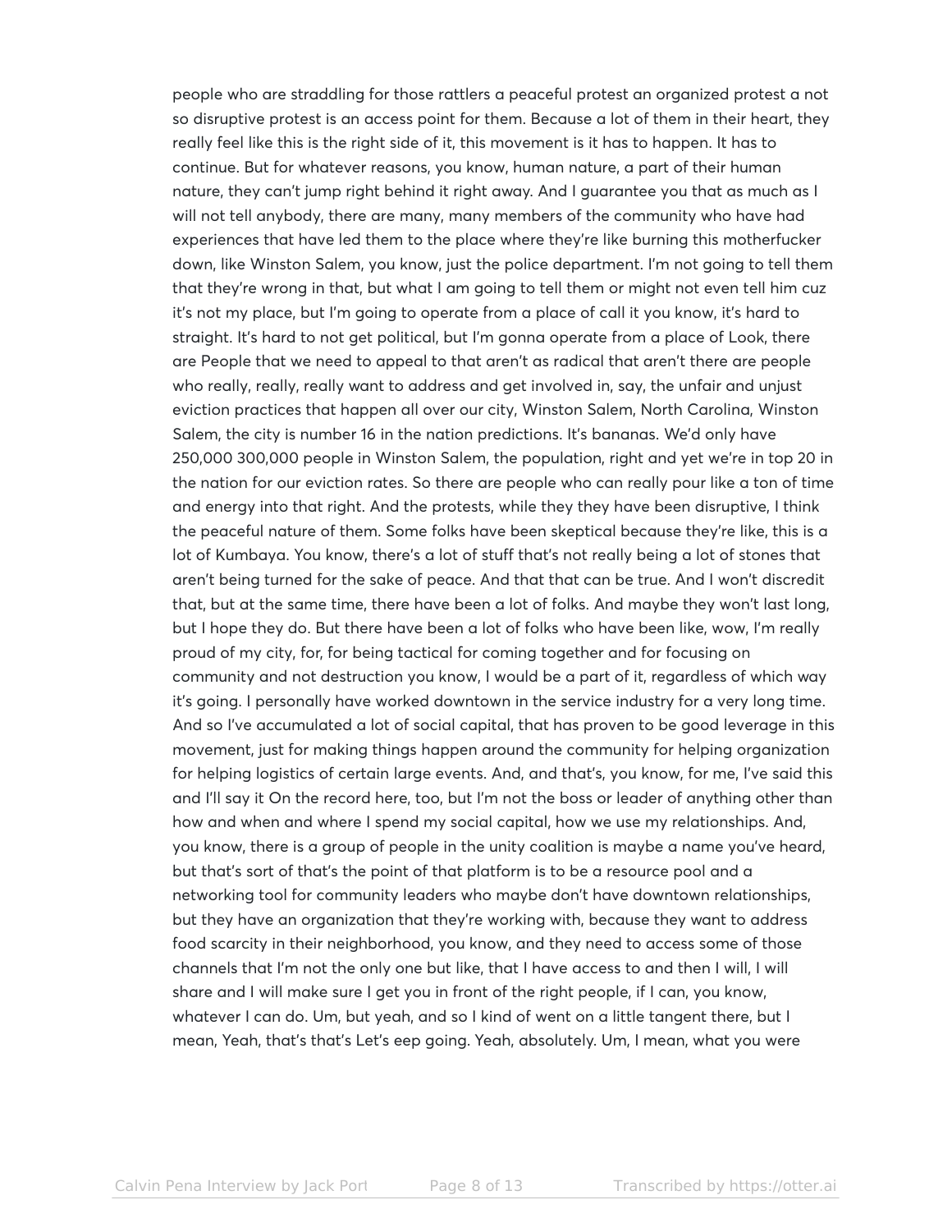people who are straddling for those rattlers a peaceful protest an organized protest a not so disruptive protest is an access point for them. Because a lot of them in their heart, they really feel like this is the right side of it, this movement is it has to happen. It has to continue. But for whatever reasons, you know, human nature, a part of their human nature, they can't jump right behind it right away. And I guarantee you that as much as I will not tell anybody, there are many, many members of the community who have had experiences that have led them to the place where they're like burning this motherfucker down, like Winston Salem, you know, just the police department. I'm not going to tell them that they're wrong in that, but what I am going to tell them or might not even tell him cuz it's not my place, but I'm going to operate from a place of call it you know, it's hard to straight. It's hard to not get political, but I'm gonna operate from a place of Look, there are People that we need to appeal to that aren't as radical that aren't there are people who really, really, really want to address and get involved in, say, the unfair and unjust eviction practices that happen all over our city, Winston Salem, North Carolina, Winston Salem, the city is number 16 in the nation predictions. It's bananas. We'd only have 250,000 300,000 people in Winston Salem, the population, right and yet we're in top 20 in the nation for our eviction rates. So there are people who can really pour like a ton of time and energy into that right. And the protests, while they they have been disruptive, I think the peaceful nature of them. Some folks have been skeptical because they're like, this is a lot of Kumbaya. You know, there's a lot of stuff that's not really being a lot of stones that aren't being turned for the sake of peace. And that that can be true. And I won't discredit that, but at the same time, there have been a lot of folks. And maybe they won't last long, but I hope they do. But there have been a lot of folks who have been like, wow, I'm really proud of my city, for, for being tactical for coming together and for focusing on community and not destruction you know, I would be a part of it, regardless of which way it's going. I personally have worked downtown in the service industry for a very long time. And so I've accumulated a lot of social capital, that has proven to be good leverage in this movement, just for making things happen around the community for helping organization for helping logistics of certain large events. And, and that's, you know, for me, I've said this and I'll say it On the record here, too, but I'm not the boss or leader of anything other than how and when and where I spend my social capital, how we use my relationships. And, you know, there is a group of people in the unity coalition is maybe a name you've heard, but that's sort of that's the point of that platform is to be a resource pool and a networking tool for community leaders who maybe don't have downtown relationships, but they have an organization that they're working with, because they want to address food scarcity in their neighborhood, you know, and they need to access some of those channels that I'm not the only one but like, that I have access to and then I will, I will share and I will make sure I get you in front of the right people, if I can, you know, whatever I can do. Um, but yeah, and so I kind of went on a little tangent there, but I mean, Yeah, that's that's Let's eep going. Yeah, absolutely. Um, I mean, what you were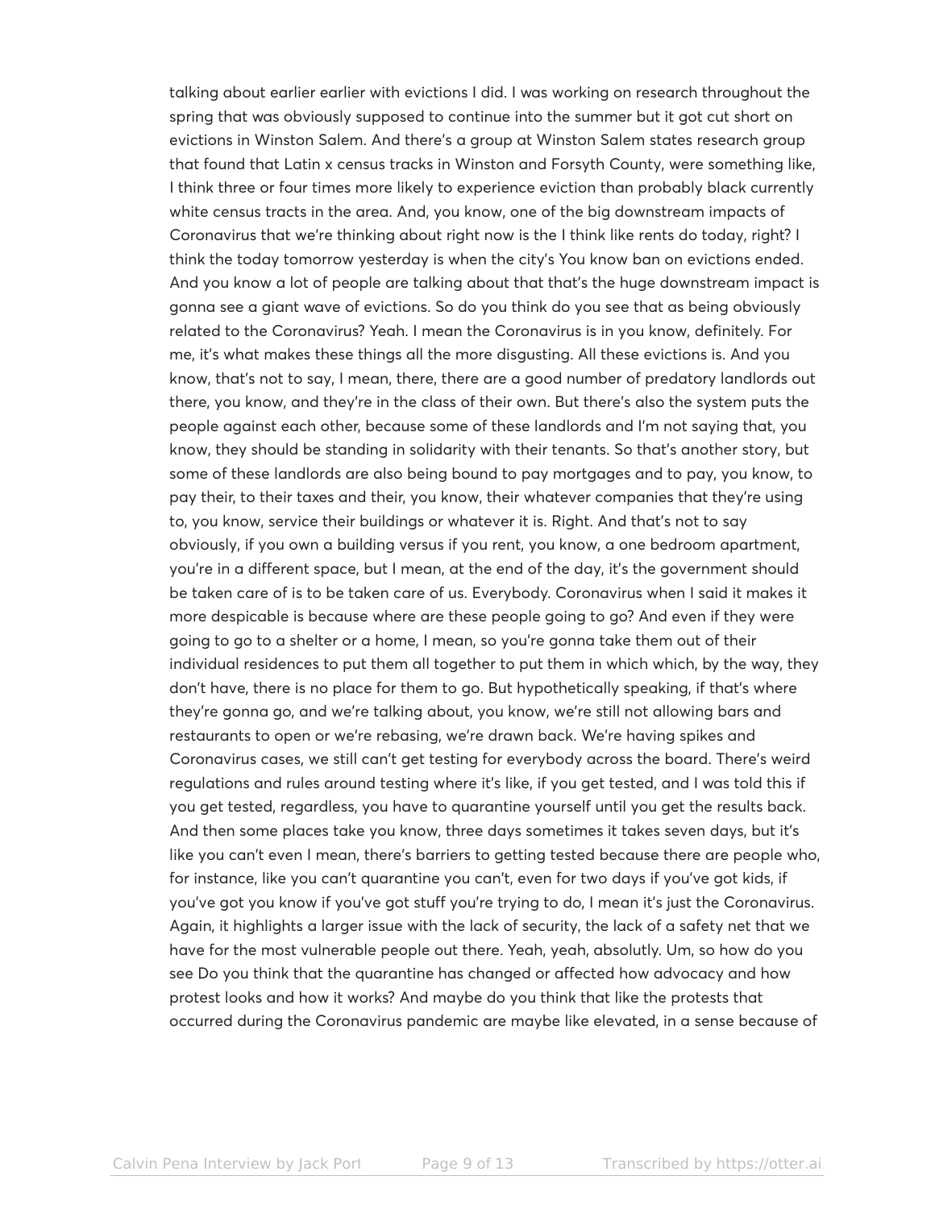talking about earlier earlier with evictions I did. I was working on research throughout the spring that was obviously supposed to continue into the summer but it got cut short on evictions in Winston Salem. And there's a group at Winston Salem states research group that found that Latin x census tracks in Winston and Forsyth County, were something like, I think three or four times more likely to experience eviction than probably black currently white census tracts in the area. And, you know, one of the big downstream impacts of Coronavirus that we're thinking about right now is the I think like rents do today, right? I think the today tomorrow yesterday is when the city's You know ban on evictions ended. And you know a lot of people are talking about that that's the huge downstream impact is gonna see a giant wave of evictions. So do you think do you see that as being obviously related to the Coronavirus? Yeah. I mean the Coronavirus is in you know, definitely. For me, it's what makes these things all the more disgusting. All these evictions is. And you know, that's not to say, I mean, there, there are a good number of predatory landlords out there, you know, and they're in the class of their own. But there's also the system puts the people against each other, because some of these landlords and I'm not saying that, you know, they should be standing in solidarity with their tenants. So that's another story, but some of these landlords are also being bound to pay mortgages and to pay, you know, to pay their, to their taxes and their, you know, their whatever companies that they're using to, you know, service their buildings or whatever it is. Right. And that's not to say obviously, if you own a building versus if you rent, you know, a one bedroom apartment, you're in a different space, but I mean, at the end of the day, it's the government should be taken care of is to be taken care of us. Everybody. Coronavirus when I said it makes it more despicable is because where are these people going to go? And even if they were going to go to a shelter or a home, I mean, so you're gonna take them out of their individual residences to put them all together to put them in which which, by the way, they don't have, there is no place for them to go. But hypothetically speaking, if that's where they're gonna go, and we're talking about, you know, we're still not allowing bars and restaurants to open or we're rebasing, we're drawn back. We're having spikes and Coronavirus cases, we still can't get testing for everybody across the board. There's weird regulations and rules around testing where it's like, if you get tested, and I was told this if you get tested, regardless, you have to quarantine yourself until you get the results back. And then some places take you know, three days sometimes it takes seven days, but it's like you can't even I mean, there's barriers to getting tested because there are people who, for instance, like you can't quarantine you can't, even for two days if you've got kids, if you've got you know if you've got stuff you're trying to do, I mean it's just the Coronavirus. Again, it highlights a larger issue with the lack of security, the lack of a safety net that we have for the most vulnerable people out there. Yeah, yeah, absolutly. Um, so how do you see Do you think that the quarantine has changed or affected how advocacy and how protest looks and how it works? And maybe do you think that like the protests that occurred during the Coronavirus pandemic are maybe like elevated, in a sense because of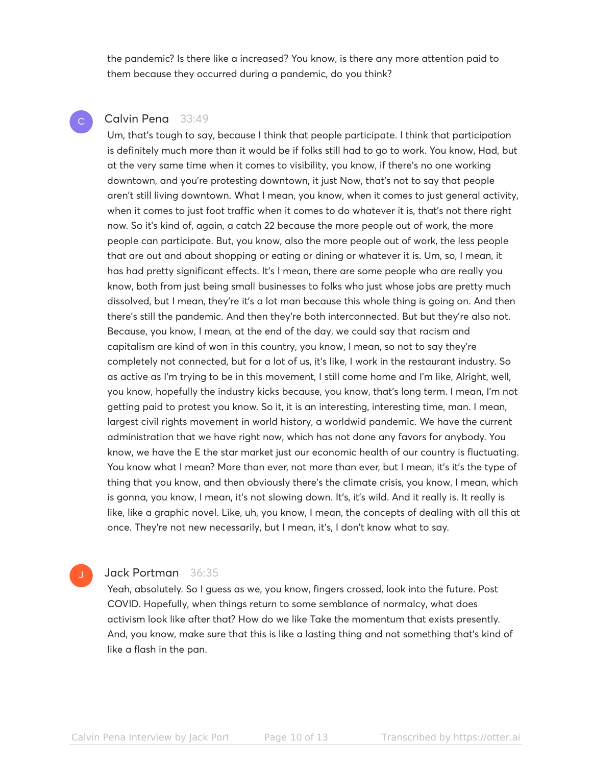the pandemic? Is there like a increased? You know, is there any more attention paid to them because they occurred during a pandemic, do you think?

**Calvin Pena** 33:49

Um, that's tough to say, because I think that people participate. I think that participation is definitely much more than it would be if folks still had to go to work. You know, Had, but at the very same time when it comes to visibility, you know, if there's no one working downtown, and you're protesting downtown, it just Now, that's not to say that people aren't still living downtown. What I mean, you know, when it comes to just general activity, when it comes to just foot traffic when it comes to do whatever it is, that's not there right now. So it's kind of, again, a catch 22 because the more people out of work, the more people can participate. But, you know, also the more people out of work, the less people that are out and about shopping or eating or dining or whatever it is. Um, so, I mean, it has had pretty significant effects. It's I mean, there are some people who are really you know, both from just being small businesses to folks who just whose jobs are pretty much dissolved, but I mean, they're it's a lot man because this whole thing is going on. And then there's still the pandemic. And then they're both interconnected. But but they're also not. Because, you know, I mean, at the end of the day, we could say that racism and capitalism are kind of won in this country, you know, I mean, so not to say they're completely not connected, but for a lot of us, it's like, I work in the restaurant industry. So as active as I'm trying to be in this movement, I still come home and I'm like, Alright, well, you know, hopefully the industry kicks because, you know, that's long term. I mean, I'm not getting paid to protest you know. So it, it is an interesting, interesting time, man. I mean, largest civil rights movement in world history, a worldwid pandemic. We have the current administration that we have right now, which has not done any favors for anybody. You know, we have the E the star market just our economic health of our country is fluctuating. You know what I mean? More than ever, not more than ever, but I mean, it's it's the type of thing that you know, and then obviously there's the climate crisis, you know, I mean, which is gonna, you know, I mean, it's not slowing down. It's, it's wild. And it really is. It really is like, like a graphic novel. Like, uh, you know, I mean, the concepts of dealing with all this at once. They're not new necessarily, but I mean, it's, I don't know what to say.

**Jack Portman** 36:35

Yeah, absolutely. So I guess as we, you know, fingers crossed, look into the future. Post COVID. Hopefully, when things return to some semblance of normalcy, what does activism look like after that? How do we like Take the momentum that exists presently. And, you know, make sure that this is like a lasting thing and not something that's kind of like a flash in the pan.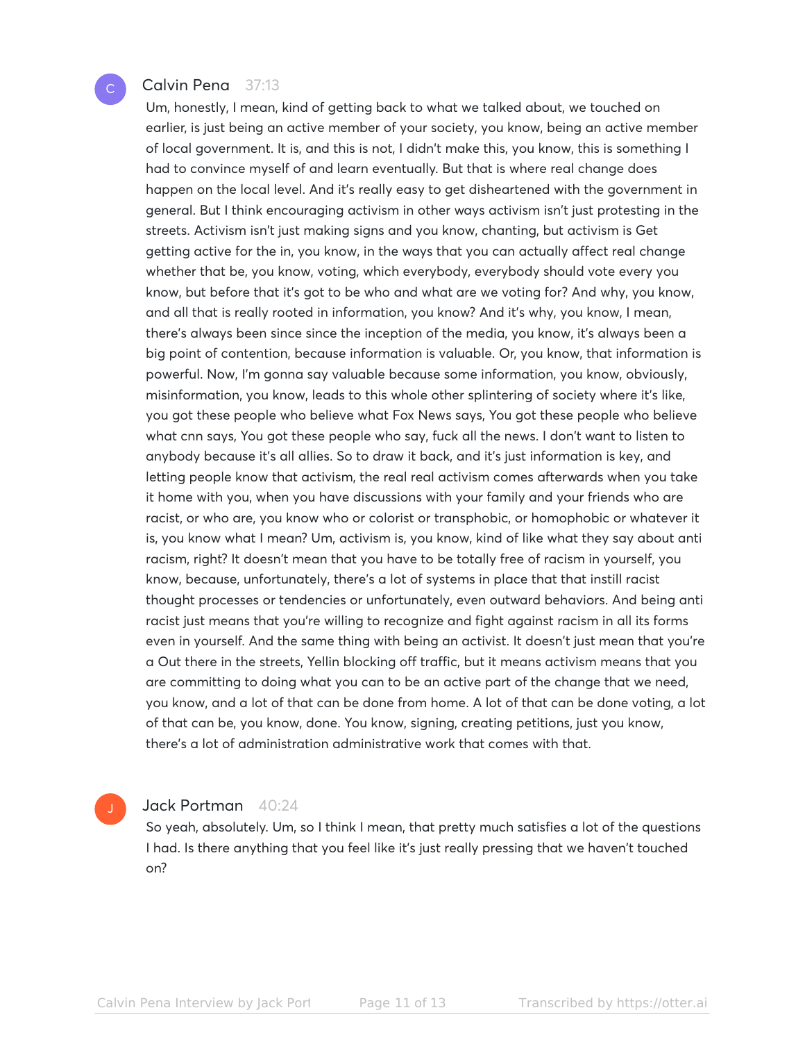**Calvin Pena** 37:13

Um, honestly, I mean, kind of getting back to what we talked about, we touched on earlier, is just being an active member of your society, you know, being an active member of local government. It is, and this is not, I didn't make this, you know, this is something I had to convince myself of and learn eventually. But that is where real change does happen on the local level. And it's really easy to get disheartened with the government in general. But I think encouraging activism in other ways activism isn't just protesting in the streets. Activism isn't just making signs and you know, chanting, but activism is Get getting active for the in, you know, in the ways that you can actually affect real change whether that be, you know, voting, which everybody, everybody should vote every you know, but before that it's got to be who and what are we voting for? And why, you know, and all that is really rooted in information, you know? And it's why, you know, I mean, there's always been since since the inception of the media, you know, it's always been a big point of contention, because information is valuable. Or, you know, that information is powerful. Now, I'm gonna say valuable because some information, you know, obviously, misinformation, you know, leads to this whole other splintering of society where it's like, you got these people who believe what Fox News says, You got these people who believe what cnn says, You got these people who say, fuck all the news. I don't want to listen to anybody because it's all allies. So to draw it back, and it's just information is key, and letting people know that activism, the real real activism comes afterwards when you take it home with you, when you have discussions with your family and your friends who are racist, or who are, you know who or colorist or transphobic, or homophobic or whatever it is, you know what I mean? Um, activism is, you know, kind of like what they say about anti racism, right? It doesn't mean that you have to be totally free of racism in yourself, you know, because, unfortunately, there's a lot of systems in place that that instill racist thought processes or tendencies or unfortunately, even outward behaviors. And being anti racist just means that you're willing to recognize and fight against racism in all its forms even in yourself. And the same thing with being an activist. It doesn't just mean that you're a Out there in the streets, Yellin blocking off traffic, but it means activism means that you are committing to doing what you can to be an active part of the change that we need, you know, and a lot of that can be done from home. A lot of that can be done voting, a lot of that can be, you know, done. You know, signing, creating petitions, just you know, there's a lot of administration administrative work that comes with that.

**Jack Portman** 40:24

So yeah, absolutely. Um, so I think I mean, that pretty much satisfies a lot of the questions I had. Is there anything that you feel like it's just really pressing that we haven't touched on?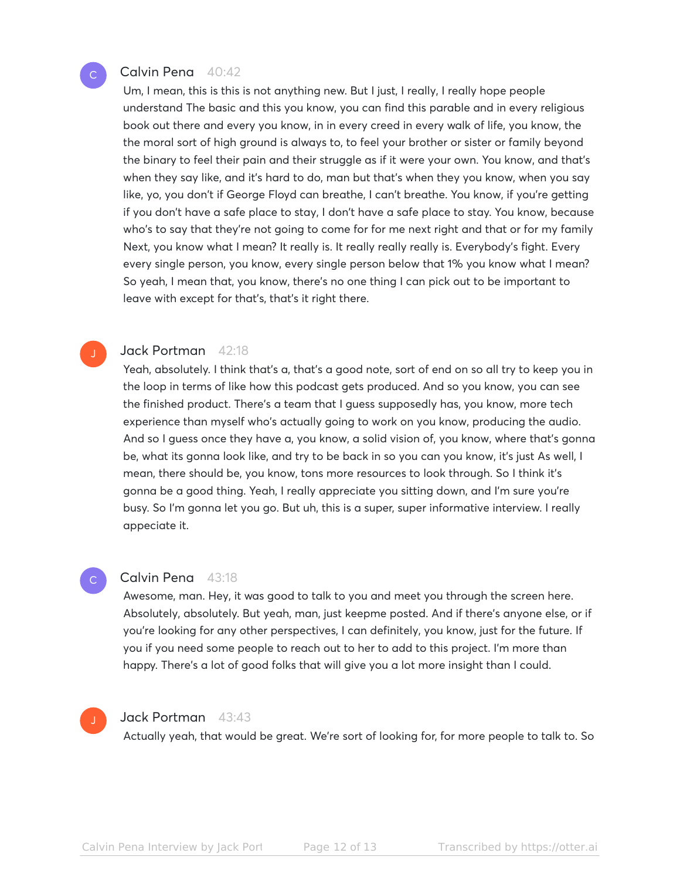**Calvin Pena** 40:42

Um, I mean, this is this is not anything new. But I just, I really, I really hope people understand The basic and this you know, you can find this parable and in every religious book out there and every you know, in in every creed in every walk of life, you know, the the moral sort of high ground is always to, to feel your brother or sister or family beyond the binary to feel their pain and their struggle as if it were your own. You know, and that's when they say like, and it's hard to do, man but that's when they you know, when you say like, yo, you don't if George Floyd can breathe, I can't breathe. You know, if you're getting if you don't have a safe place to stay, I don't have a safe place to stay. You know, because who's to say that they're not going to come for for me next right and that or for my family Next, you know what I mean? It really is. It really really really is. Everybody's fight. Every every single person, you know, every single person below that 1% you know what I mean? So yeah, I mean that, you know, there's no one thing I can pick out to be important to leave with except for that's, that's it right there.

**Jack Portman** 42:18

Yeah, absolutely. I think that's a, that's a good note, sort of end on so all try to keep you in the loop in terms of like how this podcast gets produced. And so you know, you can see the finished product. There's a team that I guess supposedly has, you know, more tech experience than myself who's actually going to work on you know, producing the audio. And so I guess once they have a, you know, a solid vision of, you know, where that's gonna be, what its gonna look like, and try to be back in so you can you know, it's just As well, I mean, there should be, you know, tons more resources to look through. So I think it's gonna be a good thing. Yeah, I really appreciate you sitting down, and I'm sure you're busy. So I'm gonna let you go. But uh, this is a super, super informative interview. I really appeciate it.

**Calvin Pena** 43:18

Awesome, man. Hey, it was good to talk to you and meet you through the screen here. Absolutely, absolutely. But yeah, man, just keepme posted. And if there's anyone else, or if you're looking for any other perspectives, I can definitely, you know, just for the future. If you if you need some people to reach out to her to add to this project. I'm more than happy. There's a lot of good folks that will give you a lot more insight than I could.

**Jack Portman** 43:43

Actually yeah, that would be great. We're sort of looking for, for more people to talk to. So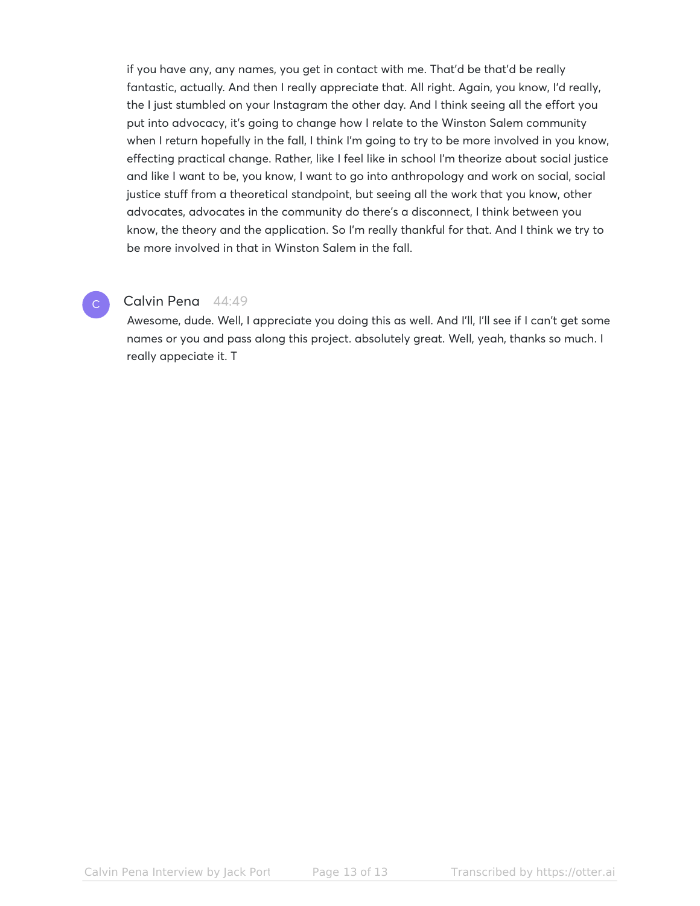if you have any, any names, you get in contact with me. That'd be that'd be really fantastic, actually. And then I really appreciate that. All right. Again, you know, I'd really, the I just stumbled on your Instagram the other day. And I think seeing all the effort you put into advocacy, it's going to change how I relate to the Winston Salem community when I return hopefully in the fall, I think I'm going to try to be more involved in you know, effecting practical change. Rather, like I feel like in school I'm theorize about social justice and like I want to be, you know, I want to go into anthropology and work on social, social justice stuff from a theoretical standpoint, but seeing all the work that you know, other advocates, advocates in the community do there's a disconnect, I think between you know, the theory and the application. So I'm really thankful for that. And I think we try to be more involved in that in Winston Salem in the fall.

**Calvin Pena** 44:49

Awesome, dude. Well, I appreciate you doing this as well. And I'll, I'll see if I can't get some names or you and pass along this project. absolutely great. Well, yeah, thanks so much. I really appeciate it. T